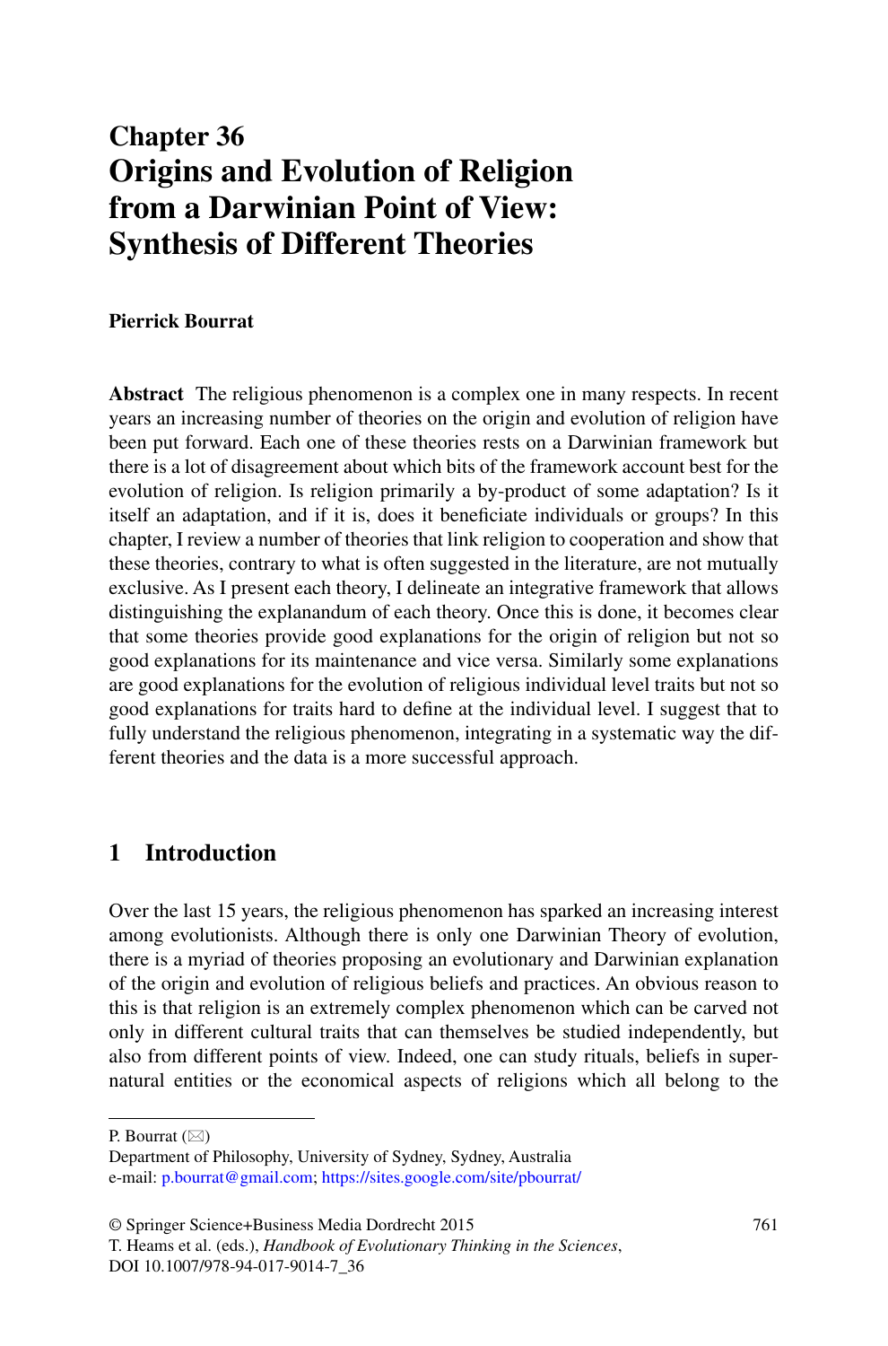# Chapter 36
# Origins and Evolution of Religion from a Darwinian Point of View: Synthesis of Different Theories

**Pierrick Bourrat**

**Abstract** The religious phenomenon is a complex one in many respects. In recent years an increasing number of theories on the origin and evolution of religion have been put forward. Each one of these theories rests on a Darwinian framework but there is a lot of disagreement about which bits of the framework account best for the evolution of religion. Is religion primarily a by-product of some adaptation? Is it itself an adaptation, and if it is, does it beneficiate individuals or groups? In this chapter, I review a number of theories that link religion to cooperation and show that these theories, contrary to what is often suggested in the literature, are not mutually exclusive. As I present each theory, I delineate an integrative framework that allows distinguishing the explanandum of each theory. Once this is done, it becomes clear that some theories provide good explanations for the origin of religion but not so good explanations for its maintenance and vice versa. Similarly some explanations are good explanations for the evolution of religious individual level traits but not so good explanations for traits hard to define at the individual level. I suggest that to fully understand the religious phenomenon, integrating in a systematic way the different theories and the data is a more successful approach.

## 1 Introduction

Over the last 15 years, the religious phenomenon has sparked an increasing interest among evolutionists. Although there is only one Darwinian Theory of evolution, there is a myriad of theories proposing an evolutionary and Darwinian explanation of the origin and evolution of religious beliefs and practices. An obvious reason to this is that religion is an extremely complex phenomenon which can be carved not only in different cultural traits that can themselves be studied independently, but also from different points of view. Indeed, one can study rituals, beliefs in supernatural entities or the economical aspects of religions which all belong to the

---

P. Bourrat (✉)
Department of Philosophy, University of Sydney, Sydney, Australia
e-mail: p.bourrat@gmail.com; https://sites.google.com/site/pbourrat/

© Springer Science+Business Media Dordrecht 2015
T. Heams et al. (eds.), *Handbook of Evolutionary Thinking in the Sciences*,
DOI 10.1007/978-94-017-9014-7_36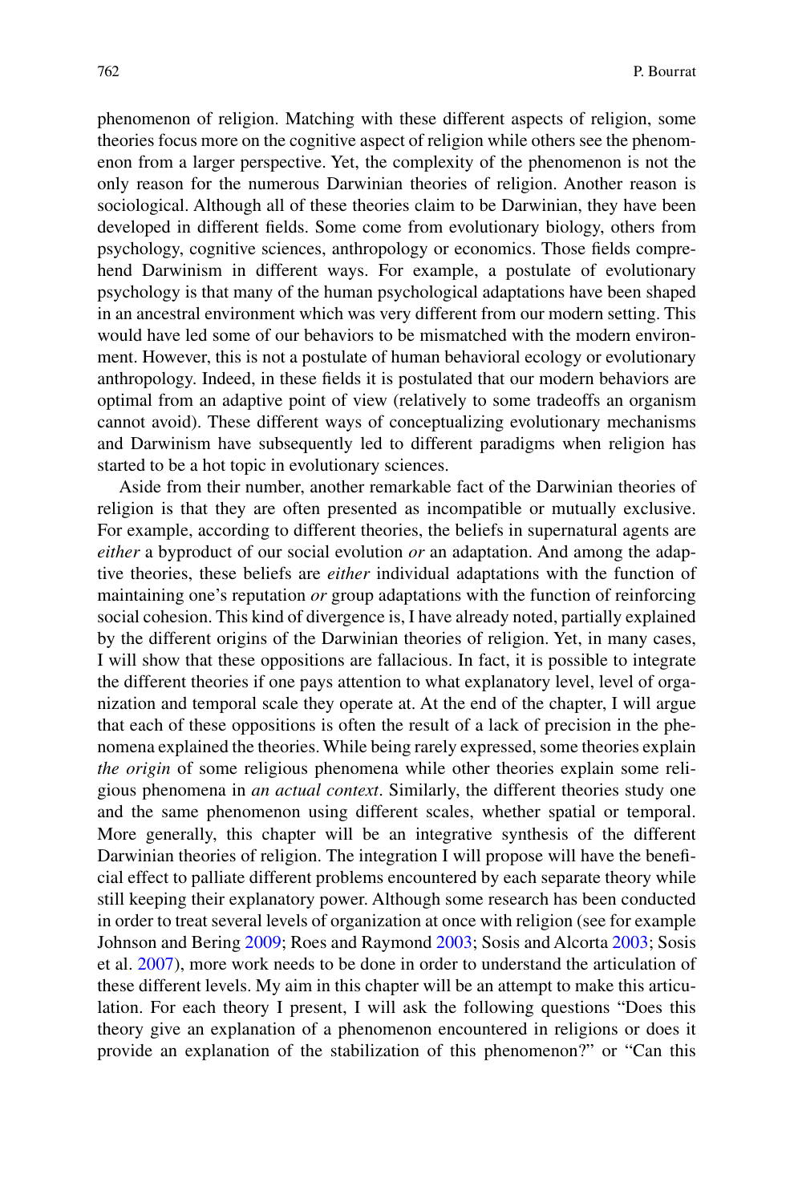phenomenon of religion. Matching with these different aspects of religion, some theories focus more on the cognitive aspect of religion while others see the phenomenon from a larger perspective. Yet, the complexity of the phenomenon is not the only reason for the numerous Darwinian theories of religion. Another reason is sociological. Although all of these theories claim to be Darwinian, they have been developed in different fields. Some come from evolutionary biology, others from psychology, cognitive sciences, anthropology or economics. Those fields comprehend Darwinism in different ways. For example, a postulate of evolutionary psychology is that many of the human psychological adaptations have been shaped in an ancestral environment which was very different from our modern setting. This would have led some of our behaviors to be mismatched with the modern environment. However, this is not a postulate of human behavioral ecology or evolutionary anthropology. Indeed, in these fields it is postulated that our modern behaviors are optimal from an adaptive point of view (relatively to some tradeoffs an organism cannot avoid). These different ways of conceptualizing evolutionary mechanisms and Darwinism have subsequently led to different paradigms when religion has started to be a hot topic in evolutionary sciences.

Aside from their number, another remarkable fact of the Darwinian theories of religion is that they are often presented as incompatible or mutually exclusive. For example, according to different theories, the beliefs in supernatural agents are *either* a byproduct of our social evolution *or* an adaptation. And among the adaptive theories, these beliefs are *either* individual adaptations with the function of maintaining one's reputation *or* group adaptations with the function of reinforcing social cohesion. This kind of divergence is, I have already noted, partially explained by the different origins of the Darwinian theories of religion. Yet, in many cases, I will show that these oppositions are fallacious. In fact, it is possible to integrate the different theories if one pays attention to what explanatory level, level of organization and temporal scale they operate at. At the end of the chapter, I will argue that each of these oppositions is often the result of a lack of precision in the phenomena explained the theories. While being rarely expressed, some theories explain *the origin* of some religious phenomena while other theories explain some religious phenomena in *an actual context*. Similarly, the different theories study one and the same phenomenon using different scales, whether spatial or temporal. More generally, this chapter will be an integrative synthesis of the different Darwinian theories of religion. The integration I will propose will have the beneficial effect to palliate different problems encountered by each separate theory while still keeping their explanatory power. Although some research has been conducted in order to treat several levels of organization at once with religion (see for example Johnson and Bering 2009; Roes and Raymond 2003; Sosis and Alcorta 2003; Sosis et al. 2007), more work needs to be done in order to understand the articulation of these different levels. My aim in this chapter will be an attempt to make this articulation. For each theory I present, I will ask the following questions "Does this theory give an explanation of a phenomenon encountered in religions or does it provide an explanation of the stabilization of this phenomenon?" or "Can this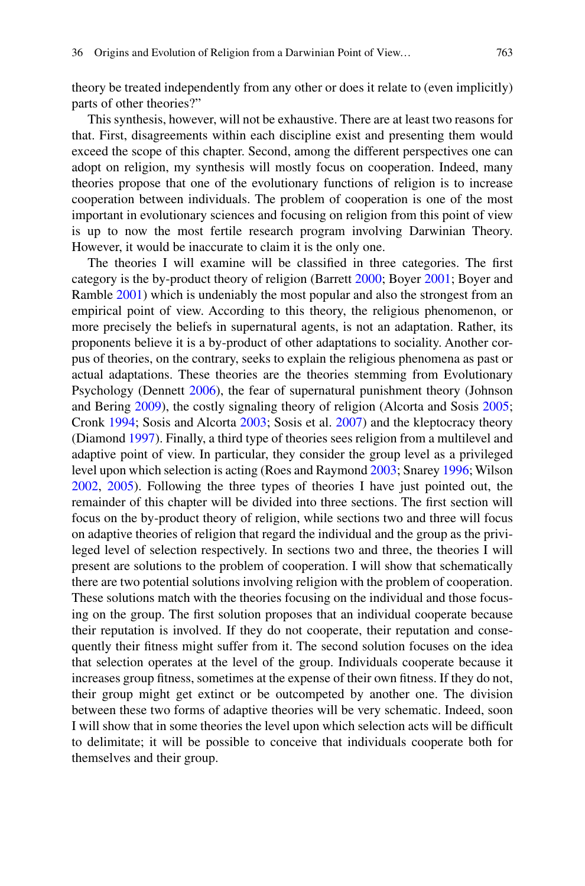theory be treated independently from any other or does it relate to (even implicitly) parts of other theories?"

This synthesis, however, will not be exhaustive. There are at least two reasons for that. First, disagreements within each discipline exist and presenting them would exceed the scope of this chapter. Second, among the different perspectives one can adopt on religion, my synthesis will mostly focus on cooperation. Indeed, many theories propose that one of the evolutionary functions of religion is to increase cooperation between individuals. The problem of cooperation is one of the most important in evolutionary sciences and focusing on religion from this point of view is up to now the most fertile research program involving Darwinian Theory. However, it would be inaccurate to claim it is the only one.

The theories I will examine will be classified in three categories. The first category is the by-product theory of religion (Barrett 2000; Boyer 2001; Boyer and Ramble 2001) which is undeniably the most popular and also the strongest from an empirical point of view. According to this theory, the religious phenomenon, or more precisely the beliefs in supernatural agents, is not an adaptation. Rather, its proponents believe it is a by-product of other adaptations to sociality. Another corpus of theories, on the contrary, seeks to explain the religious phenomena as past or actual adaptations. These theories are the theories stemming from Evolutionary Psychology (Dennett 2006), the fear of supernatural punishment theory (Johnson and Bering 2009), the costly signaling theory of religion (Alcorta and Sosis 2005; Cronk 1994; Sosis and Alcorta 2003; Sosis et al. 2007) and the kleptocracy theory (Diamond 1997). Finally, a third type of theories sees religion from a multilevel and adaptive point of view. In particular, they consider the group level as a privileged level upon which selection is acting (Roes and Raymond 2003; Snarey 1996; Wilson 2002, 2005). Following the three types of theories I have just pointed out, the remainder of this chapter will be divided into three sections. The first section will focus on the by-product theory of religion, while sections two and three will focus on adaptive theories of religion that regard the individual and the group as the privileged level of selection respectively. In sections two and three, the theories I will present are solutions to the problem of cooperation. I will show that schematically there are two potential solutions involving religion with the problem of cooperation. These solutions match with the theories focusing on the individual and those focusing on the group. The first solution proposes that an individual cooperate because their reputation is involved. If they do not cooperate, their reputation and consequently their fitness might suffer from it. The second solution focuses on the idea that selection operates at the level of the group. Individuals cooperate because it increases group fitness, sometimes at the expense of their own fitness. If they do not, their group might get extinct or be outcompeted by another one. The division between these two forms of adaptive theories will be very schematic. Indeed, soon I will show that in some theories the level upon which selection acts will be difficult to delimitate; it will be possible to conceive that individuals cooperate both for themselves and their group.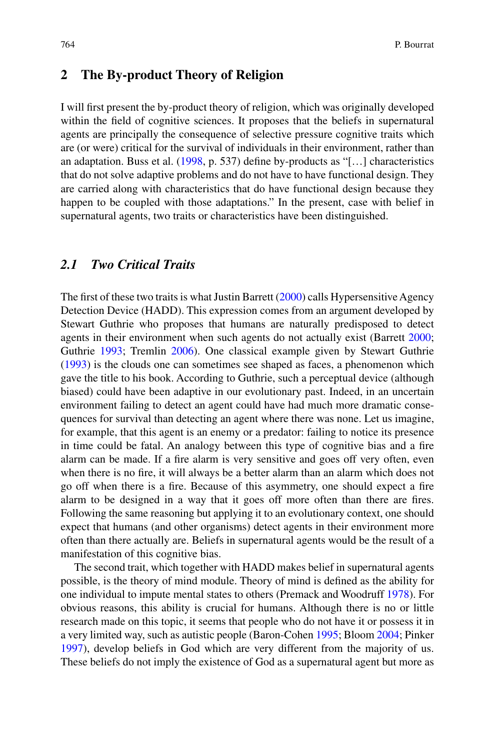## 2 The By-product Theory of Religion

I will first present the by-product theory of religion, which was originally developed within the field of cognitive sciences. It proposes that the beliefs in supernatural agents are principally the consequence of selective pressure cognitive traits which are (or were) critical for the survival of individuals in their environment, rather than an adaptation. Buss et al. (1998, p. 537) define by-products as "[…] characteristics that do not solve adaptive problems and do not have to have functional design. They are carried along with characteristics that do have functional design because they happen to be coupled with those adaptations." In the present, case with belief in supernatural agents, two traits or characteristics have been distinguished.

### *2.1 Two Critical Traits*

The first of these two traits is what Justin Barrett (2000) calls Hypersensitive Agency Detection Device (HADD). This expression comes from an argument developed by Stewart Guthrie who proposes that humans are naturally predisposed to detect agents in their environment when such agents do not actually exist (Barrett 2000; Guthrie 1993; Tremlin 2006). One classical example given by Stewart Guthrie (1993) is the clouds one can sometimes see shaped as faces, a phenomenon which gave the title to his book. According to Guthrie, such a perceptual device (although biased) could have been adaptive in our evolutionary past. Indeed, in an uncertain environment failing to detect an agent could have had much more dramatic consequences for survival than detecting an agent where there was none. Let us imagine, for example, that this agent is an enemy or a predator: failing to notice its presence in time could be fatal. An analogy between this type of cognitive bias and a fire alarm can be made. If a fire alarm is very sensitive and goes off very often, even when there is no fire, it will always be a better alarm than an alarm which does not go off when there is a fire. Because of this asymmetry, one should expect a fire alarm to be designed in a way that it goes off more often than there are fires. Following the same reasoning but applying it to an evolutionary context, one should expect that humans (and other organisms) detect agents in their environment more often than there actually are. Beliefs in supernatural agents would be the result of a manifestation of this cognitive bias.

The second trait, which together with HADD makes belief in supernatural agents possible, is the theory of mind module. Theory of mind is defined as the ability for one individual to impute mental states to others (Premack and Woodruff 1978). For obvious reasons, this ability is crucial for humans. Although there is no or little research made on this topic, it seems that people who do not have it or possess it in a very limited way, such as autistic people (Baron-Cohen 1995; Bloom 2004; Pinker 1997), develop beliefs in God which are very different from the majority of us. These beliefs do not imply the existence of God as a supernatural agent but more as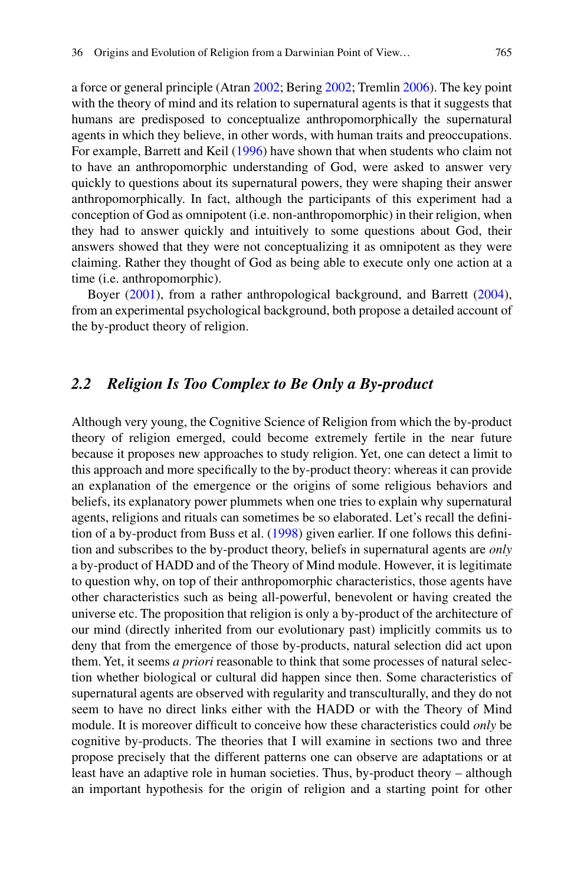a force or general principle (Atran 2002; Bering 2002; Tremlin 2006). The key point with the theory of mind and its relation to supernatural agents is that it suggests that humans are predisposed to conceptualize anthropomorphically the supernatural agents in which they believe, in other words, with human traits and preoccupations. For example, Barrett and Keil (1996) have shown that when students who claim not to have an anthropomorphic understanding of God, were asked to answer very quickly to questions about its supernatural powers, they were shaping their answer anthropomorphically. In fact, although the participants of this experiment had a conception of God as omnipotent (i.e. non-anthropomorphic) in their religion, when they had to answer quickly and intuitively to some questions about God, their answers showed that they were not conceptualizing it as omnipotent as they were claiming. Rather they thought of God as being able to execute only one action at a time (i.e. anthropomorphic).

Boyer (2001), from a rather anthropological background, and Barrett (2004), from an experimental psychological background, both propose a detailed account of the by-product theory of religion.

## *2.2 Religion Is Too Complex to Be Only a By-product*

Although very young, the Cognitive Science of Religion from which the by-product theory of religion emerged, could become extremely fertile in the near future because it proposes new approaches to study religion. Yet, one can detect a limit to this approach and more specifically to the by-product theory: whereas it can provide an explanation of the emergence or the origins of some religious behaviors and beliefs, its explanatory power plummets when one tries to explain why supernatural agents, religions and rituals can sometimes be so elaborated. Let's recall the definition of a by-product from Buss et al. (1998) given earlier. If one follows this definition and subscribes to the by-product theory, beliefs in supernatural agents are *only* a by-product of HADD and of the Theory of Mind module. However, it is legitimate to question why, on top of their anthropomorphic characteristics, those agents have other characteristics such as being all-powerful, benevolent or having created the universe etc. The proposition that religion is only a by-product of the architecture of our mind (directly inherited from our evolutionary past) implicitly commits us to deny that from the emergence of those by-products, natural selection did act upon them. Yet, it seems *a priori* reasonable to think that some processes of natural selection whether biological or cultural did happen since then. Some characteristics of supernatural agents are observed with regularity and transculturally, and they do not seem to have no direct links either with the HADD or with the Theory of Mind module. It is moreover difficult to conceive how these characteristics could *only* be cognitive by-products. The theories that I will examine in sections two and three propose precisely that the different patterns one can observe are adaptations or at least have an adaptive role in human societies. Thus, by-product theory – although an important hypothesis for the origin of religion and a starting point for other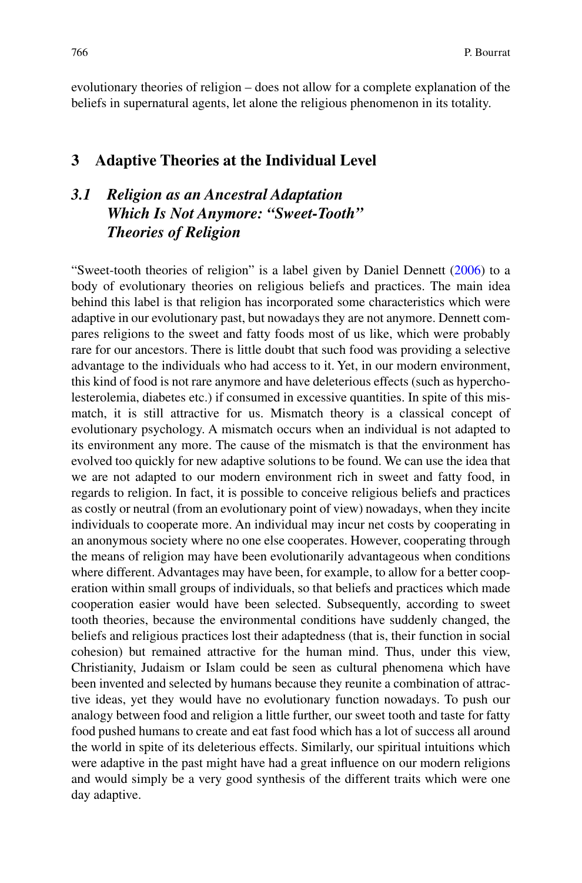evolutionary theories of religion – does not allow for a complete explanation of the beliefs in supernatural agents, let alone the religious phenomenon in its totality.

## 3 Adaptive Theories at the Individual Level

### *3.1 Religion as an Ancestral Adaptation Which Is Not Anymore: "Sweet-Tooth" Theories of Religion*

"Sweet-tooth theories of religion" is a label given by Daniel Dennett (2006) to a body of evolutionary theories on religious beliefs and practices. The main idea behind this label is that religion has incorporated some characteristics which were adaptive in our evolutionary past, but nowadays they are not anymore. Dennett compares religions to the sweet and fatty foods most of us like, which were probably rare for our ancestors. There is little doubt that such food was providing a selective advantage to the individuals who had access to it. Yet, in our modern environment, this kind of food is not rare anymore and have deleterious effects (such as hypercholesterolemia, diabetes etc.) if consumed in excessive quantities. In spite of this mismatch, it is still attractive for us. Mismatch theory is a classical concept of evolutionary psychology. A mismatch occurs when an individual is not adapted to its environment any more. The cause of the mismatch is that the environment has evolved too quickly for new adaptive solutions to be found. We can use the idea that we are not adapted to our modern environment rich in sweet and fatty food, in regards to religion. In fact, it is possible to conceive religious beliefs and practices as costly or neutral (from an evolutionary point of view) nowadays, when they incite individuals to cooperate more. An individual may incur net costs by cooperating in an anonymous society where no one else cooperates. However, cooperating through the means of religion may have been evolutionarily advantageous when conditions where different. Advantages may have been, for example, to allow for a better cooperation within small groups of individuals, so that beliefs and practices which made cooperation easier would have been selected. Subsequently, according to sweet tooth theories, because the environmental conditions have suddenly changed, the beliefs and religious practices lost their adaptedness (that is, their function in social cohesion) but remained attractive for the human mind. Thus, under this view, Christianity, Judaism or Islam could be seen as cultural phenomena which have been invented and selected by humans because they reunite a combination of attractive ideas, yet they would have no evolutionary function nowadays. To push our analogy between food and religion a little further, our sweet tooth and taste for fatty food pushed humans to create and eat fast food which has a lot of success all around the world in spite of its deleterious effects. Similarly, our spiritual intuitions which were adaptive in the past might have had a great influence on our modern religions and would simply be a very good synthesis of the different traits which were one day adaptive.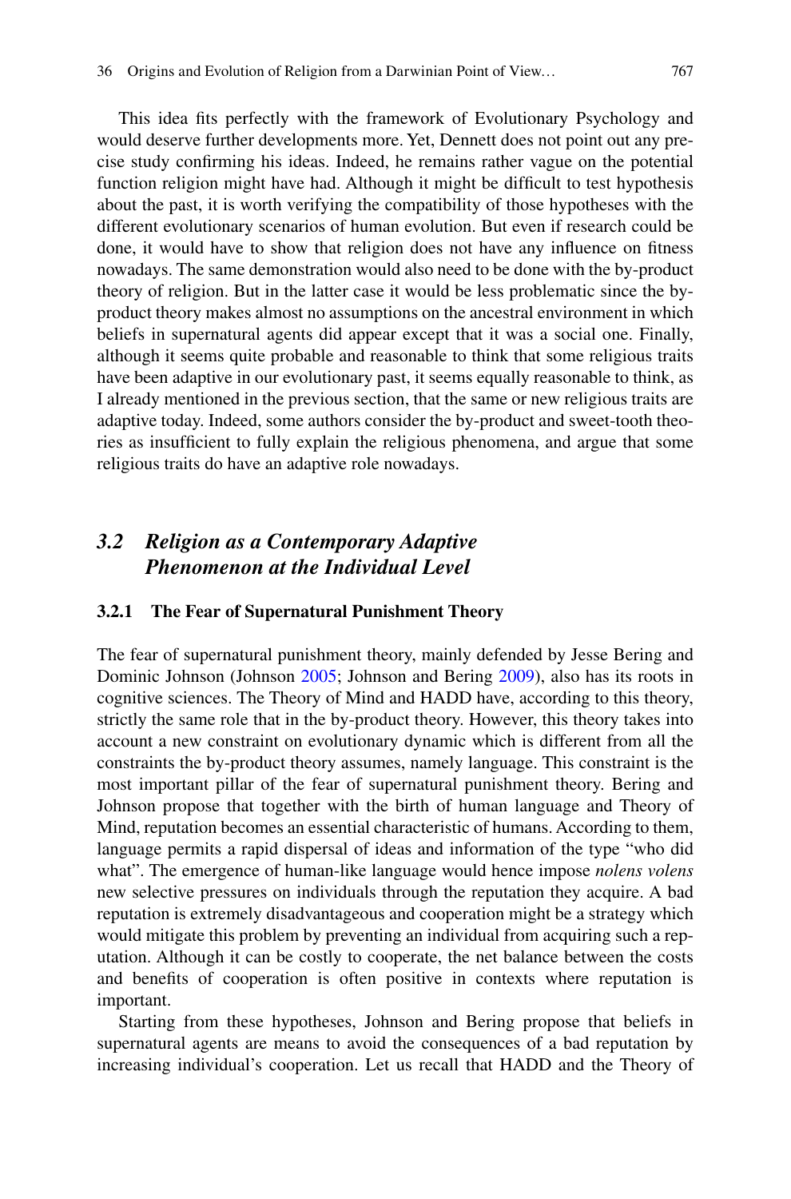This idea fits perfectly with the framework of Evolutionary Psychology and would deserve further developments more. Yet, Dennett does not point out any precise study confirming his ideas. Indeed, he remains rather vague on the potential function religion might have had. Although it might be difficult to test hypothesis about the past, it is worth verifying the compatibility of those hypotheses with the different evolutionary scenarios of human evolution. But even if research could be done, it would have to show that religion does not have any influence on fitness nowadays. The same demonstration would also need to be done with the by-product theory of religion. But in the latter case it would be less problematic since the by-product theory makes almost no assumptions on the ancestral environment in which beliefs in supernatural agents did appear except that it was a social one. Finally, although it seems quite probable and reasonable to think that some religious traits have been adaptive in our evolutionary past, it seems equally reasonable to think, as I already mentioned in the previous section, that the same or new religious traits are adaptive today. Indeed, some authors consider the by-product and sweet-tooth theories as insufficient to fully explain the religious phenomena, and argue that some religious traits do have an adaptive role nowadays.

## *3.2 Religion as a Contemporary Adaptive Phenomenon at the Individual Level*

### 3.2.1 The Fear of Supernatural Punishment Theory

The fear of supernatural punishment theory, mainly defended by Jesse Bering and Dominic Johnson (Johnson 2005; Johnson and Bering 2009), also has its roots in cognitive sciences. The Theory of Mind and HADD have, according to this theory, strictly the same role that in the by-product theory. However, this theory takes into account a new constraint on evolutionary dynamic which is different from all the constraints the by-product theory assumes, namely language. This constraint is the most important pillar of the fear of supernatural punishment theory. Bering and Johnson propose that together with the birth of human language and Theory of Mind, reputation becomes an essential characteristic of humans. According to them, language permits a rapid dispersal of ideas and information of the type "who did what". The emergence of human-like language would hence impose *nolens volens* new selective pressures on individuals through the reputation they acquire. A bad reputation is extremely disadvantageous and cooperation might be a strategy which would mitigate this problem by preventing an individual from acquiring such a reputation. Although it can be costly to cooperate, the net balance between the costs and benefits of cooperation is often positive in contexts where reputation is important.

Starting from these hypotheses, Johnson and Bering propose that beliefs in supernatural agents are means to avoid the consequences of a bad reputation by increasing individual's cooperation. Let us recall that HADD and the Theory of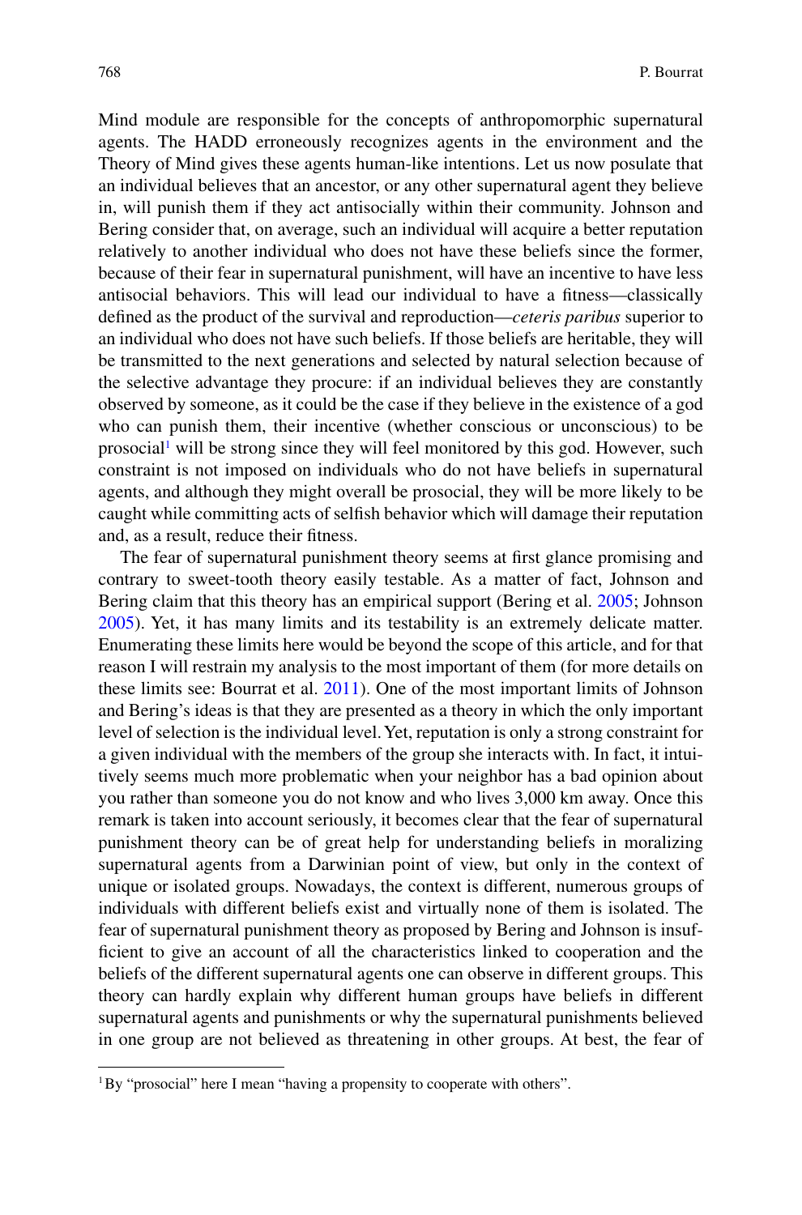Mind module are responsible for the concepts of anthropomorphic supernatural agents. The HADD erroneously recognizes agents in the environment and the Theory of Mind gives these agents human-like intentions. Let us now posulate that an individual believes that an ancestor, or any other supernatural agent they believe in, will punish them if they act antisocially within their community. Johnson and Bering consider that, on average, such an individual will acquire a better reputation relatively to another individual who does not have these beliefs since the former, because of their fear in supernatural punishment, will have an incentive to have less antisocial behaviors. This will lead our individual to have a fitness—classically defined as the product of the survival and reproduction—*ceteris paribus* superior to an individual who does not have such beliefs. If those beliefs are heritable, they will be transmitted to the next generations and selected by natural selection because of the selective advantage they procure: if an individual believes they are constantly observed by someone, as it could be the case if they believe in the existence of a god who can punish them, their incentive (whether conscious or unconscious) to be prosocial[1] will be strong since they will feel monitored by this god. However, such constraint is not imposed on individuals who do not have beliefs in supernatural agents, and although they might overall be prosocial, they will be more likely to be caught while committing acts of selfish behavior which will damage their reputation and, as a result, reduce their fitness.

The fear of supernatural punishment theory seems at first glance promising and contrary to sweet-tooth theory easily testable. As a matter of fact, Johnson and Bering claim that this theory has an empirical support (Bering et al. 2005; Johnson 2005). Yet, it has many limits and its testability is an extremely delicate matter. Enumerating these limits here would be beyond the scope of this article, and for that reason I will restrain my analysis to the most important of them (for more details on these limits see: Bourrat et al. 2011). One of the most important limits of Johnson and Bering's ideas is that they are presented as a theory in which the only important level of selection is the individual level. Yet, reputation is only a strong constraint for a given individual with the members of the group she interacts with. In fact, it intuitively seems much more problematic when your neighbor has a bad opinion about you rather than someone you do not know and who lives 3,000 km away. Once this remark is taken into account seriously, it becomes clear that the fear of supernatural punishment theory can be of great help for understanding beliefs in moralizing supernatural agents from a Darwinian point of view, but only in the context of unique or isolated groups. Nowadays, the context is different, numerous groups of individuals with different beliefs exist and virtually none of them is isolated. The fear of supernatural punishment theory as proposed by Bering and Johnson is insufficient to give an account of all the characteristics linked to cooperation and the beliefs of the different supernatural agents one can observe in different groups. This theory can hardly explain why different human groups have beliefs in different supernatural agents and punishments or why the supernatural punishments believed in one group are not believed as threatening in other groups. At best, the fear of

[1] By "prosocial" here I mean "having a propensity to cooperate with others".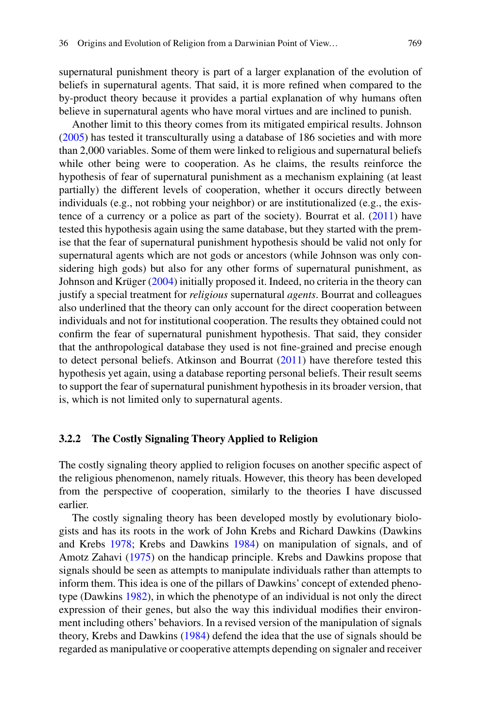supernatural punishment theory is part of a larger explanation of the evolution of beliefs in supernatural agents. That said, it is more refined when compared to the by-product theory because it provides a partial explanation of why humans often believe in supernatural agents who have moral virtues and are inclined to punish.

Another limit to this theory comes from its mitigated empirical results. Johnson (2005) has tested it transculturally using a database of 186 societies and with more than 2,000 variables. Some of them were linked to religious and supernatural beliefs while other being were to cooperation. As he claims, the results reinforce the hypothesis of fear of supernatural punishment as a mechanism explaining (at least partially) the different levels of cooperation, whether it occurs directly between individuals (e.g., not robbing your neighbor) or are institutionalized (e.g., the existence of a currency or a police as part of the society). Bourrat et al. (2011) have tested this hypothesis again using the same database, but they started with the premise that the fear of supernatural punishment hypothesis should be valid not only for supernatural agents which are not gods or ancestors (while Johnson was only considering high gods) but also for any other forms of supernatural punishment, as Johnson and Krüger (2004) initially proposed it. Indeed, no criteria in the theory can justify a special treatment for *religious* supernatural *agents*. Bourrat and colleagues also underlined that the theory can only account for the direct cooperation between individuals and not for institutional cooperation. The results they obtained could not confirm the fear of supernatural punishment hypothesis. That said, they consider that the anthropological database they used is not fine-grained and precise enough to detect personal beliefs. Atkinson and Bourrat (2011) have therefore tested this hypothesis yet again, using a database reporting personal beliefs. Their result seems to support the fear of supernatural punishment hypothesis in its broader version, that is, which is not limited only to supernatural agents.

### 3.2.2 The Costly Signaling Theory Applied to Religion

The costly signaling theory applied to religion focuses on another specific aspect of the religious phenomenon, namely rituals. However, this theory has been developed from the perspective of cooperation, similarly to the theories I have discussed earlier.

The costly signaling theory has been developed mostly by evolutionary biologists and has its roots in the work of John Krebs and Richard Dawkins (Dawkins and Krebs 1978; Krebs and Dawkins 1984) on manipulation of signals, and of Amotz Zahavi (1975) on the handicap principle. Krebs and Dawkins propose that signals should be seen as attempts to manipulate individuals rather than attempts to inform them. This idea is one of the pillars of Dawkins' concept of extended phenotype (Dawkins 1982), in which the phenotype of an individual is not only the direct expression of their genes, but also the way this individual modifies their environment including others' behaviors. In a revised version of the manipulation of signals theory, Krebs and Dawkins (1984) defend the idea that the use of signals should be regarded as manipulative or cooperative attempts depending on signaler and receiver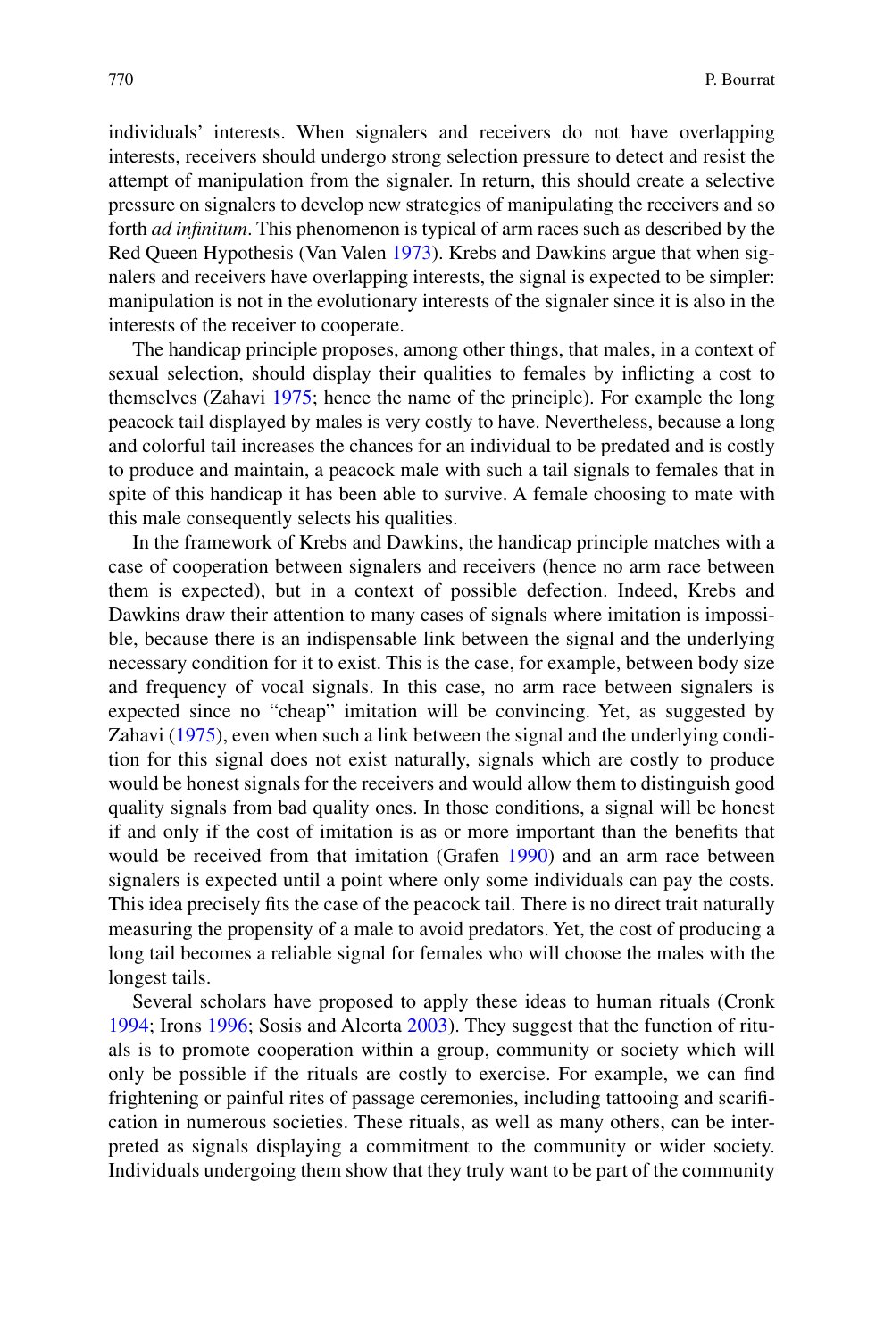individuals' interests. When signalers and receivers do not have overlapping interests, receivers should undergo strong selection pressure to detect and resist the attempt of manipulation from the signaler. In return, this should create a selective pressure on signalers to develop new strategies of manipulating the receivers and so forth *ad infinitum*. This phenomenon is typical of arm races such as described by the Red Queen Hypothesis (Van Valen 1973). Krebs and Dawkins argue that when signalers and receivers have overlapping interests, the signal is expected to be simpler: manipulation is not in the evolutionary interests of the signaler since it is also in the interests of the receiver to cooperate.

The handicap principle proposes, among other things, that males, in a context of sexual selection, should display their qualities to females by inflicting a cost to themselves (Zahavi 1975; hence the name of the principle). For example the long peacock tail displayed by males is very costly to have. Nevertheless, because a long and colorful tail increases the chances for an individual to be predated and is costly to produce and maintain, a peacock male with such a tail signals to females that in spite of this handicap it has been able to survive. A female choosing to mate with this male consequently selects his qualities.

In the framework of Krebs and Dawkins, the handicap principle matches with a case of cooperation between signalers and receivers (hence no arm race between them is expected), but in a context of possible defection. Indeed, Krebs and Dawkins draw their attention to many cases of signals where imitation is impossible, because there is an indispensable link between the signal and the underlying necessary condition for it to exist. This is the case, for example, between body size and frequency of vocal signals. In this case, no arm race between signalers is expected since no "cheap" imitation will be convincing. Yet, as suggested by Zahavi (1975), even when such a link between the signal and the underlying condition for this signal does not exist naturally, signals which are costly to produce would be honest signals for the receivers and would allow them to distinguish good quality signals from bad quality ones. In those conditions, a signal will be honest if and only if the cost of imitation is as or more important than the benefits that would be received from that imitation (Grafen 1990) and an arm race between signalers is expected until a point where only some individuals can pay the costs. This idea precisely fits the case of the peacock tail. There is no direct trait naturally measuring the propensity of a male to avoid predators. Yet, the cost of producing a long tail becomes a reliable signal for females who will choose the males with the longest tails.

Several scholars have proposed to apply these ideas to human rituals (Cronk 1994; Irons 1996; Sosis and Alcorta 2003). They suggest that the function of rituals is to promote cooperation within a group, community or society which will only be possible if the rituals are costly to exercise. For example, we can find frightening or painful rites of passage ceremonies, including tattooing and scarification in numerous societies. These rituals, as well as many others, can be interpreted as signals displaying a commitment to the community or wider society. Individuals undergoing them show that they truly want to be part of the community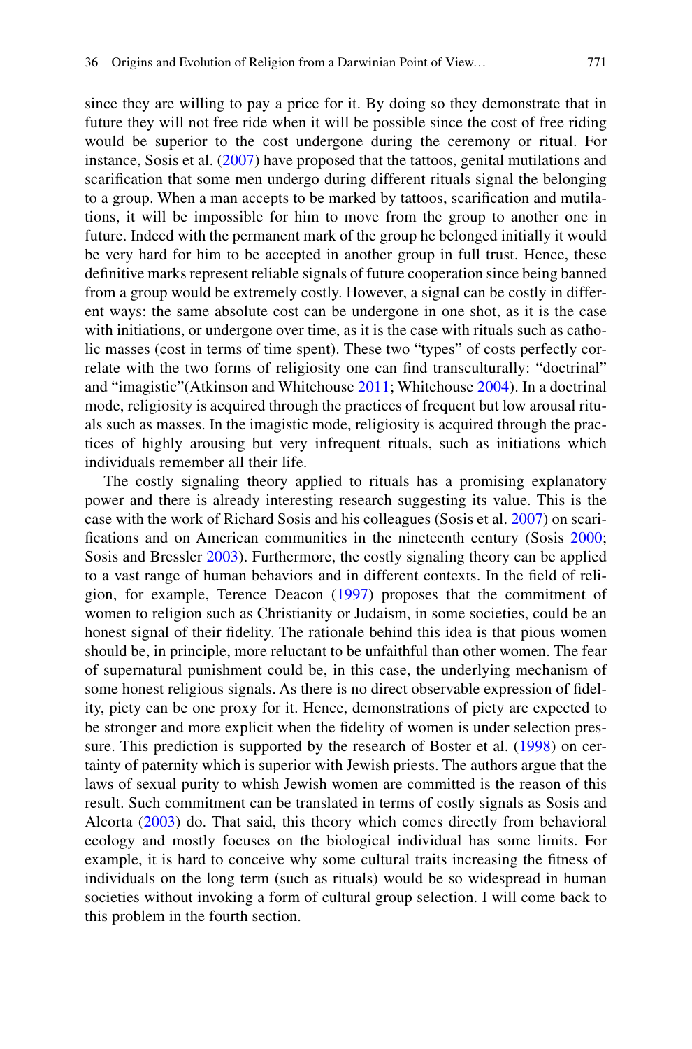since they are willing to pay a price for it. By doing so they demonstrate that in future they will not free ride when it will be possible since the cost of free riding would be superior to the cost undergone during the ceremony or ritual. For instance, Sosis et al. (2007) have proposed that the tattoos, genital mutilations and scarification that some men undergo during different rituals signal the belonging to a group. When a man accepts to be marked by tattoos, scarification and mutilations, it will be impossible for him to move from the group to another one in future. Indeed with the permanent mark of the group he belonged initially it would be very hard for him to be accepted in another group in full trust. Hence, these definitive marks represent reliable signals of future cooperation since being banned from a group would be extremely costly. However, a signal can be costly in different ways: the same absolute cost can be undergone in one shot, as it is the case with initiations, or undergone over time, as it is the case with rituals such as catholic masses (cost in terms of time spent). These two "types" of costs perfectly correlate with the two forms of religiosity one can find transculturally: "doctrinal" and "imagistic"(Atkinson and Whitehouse 2011; Whitehouse 2004). In a doctrinal mode, religiosity is acquired through the practices of frequent but low arousal rituals such as masses. In the imagistic mode, religiosity is acquired through the practices of highly arousing but very infrequent rituals, such as initiations which individuals remember all their life.

The costly signaling theory applied to rituals has a promising explanatory power and there is already interesting research suggesting its value. This is the case with the work of Richard Sosis and his colleagues (Sosis et al. 2007) on scarifications and on American communities in the nineteenth century (Sosis 2000; Sosis and Bressler 2003). Furthermore, the costly signaling theory can be applied to a vast range of human behaviors and in different contexts. In the field of religion, for example, Terence Deacon (1997) proposes that the commitment of women to religion such as Christianity or Judaism, in some societies, could be an honest signal of their fidelity. The rationale behind this idea is that pious women should be, in principle, more reluctant to be unfaithful than other women. The fear of supernatural punishment could be, in this case, the underlying mechanism of some honest religious signals. As there is no direct observable expression of fidelity, piety can be one proxy for it. Hence, demonstrations of piety are expected to be stronger and more explicit when the fidelity of women is under selection pressure. This prediction is supported by the research of Boster et al. (1998) on certainty of paternity which is superior with Jewish priests. The authors argue that the laws of sexual purity to whish Jewish women are committed is the reason of this result. Such commitment can be translated in terms of costly signals as Sosis and Alcorta (2003) do. That said, this theory which comes directly from behavioral ecology and mostly focuses on the biological individual has some limits. For example, it is hard to conceive why some cultural traits increasing the fitness of individuals on the long term (such as rituals) would be so widespread in human societies without invoking a form of cultural group selection. I will come back to this problem in the fourth section.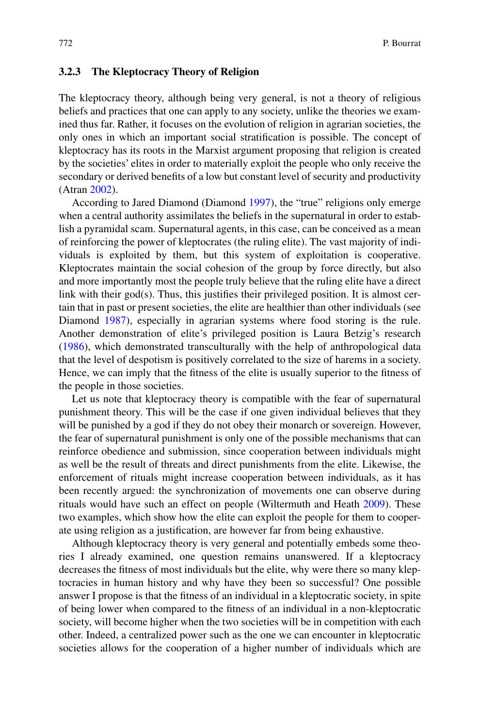### 3.2.3 The Kleptocracy Theory of Religion

The kleptocracy theory, although being very general, is not a theory of religious beliefs and practices that one can apply to any society, unlike the theories we examined thus far. Rather, it focuses on the evolution of religion in agrarian societies, the only ones in which an important social stratification is possible. The concept of kleptocracy has its roots in the Marxist argument proposing that religion is created by the societies' elites in order to materially exploit the people who only receive the secondary or derived benefits of a low but constant level of security and productivity (Atran 2002).

According to Jared Diamond (Diamond 1997), the "true" religions only emerge when a central authority assimilates the beliefs in the supernatural in order to establish a pyramidal scam. Supernatural agents, in this case, can be conceived as a mean of reinforcing the power of kleptocrates (the ruling elite). The vast majority of individuals is exploited by them, but this system of exploitation is cooperative. Kleptocrates maintain the social cohesion of the group by force directly, but also and more importantly most the people truly believe that the ruling elite have a direct link with their god(s). Thus, this justifies their privileged position. It is almost certain that in past or present societies, the elite are healthier than other individuals (see Diamond 1987), especially in agrarian systems where food storing is the rule. Another demonstration of elite's privileged position is Laura Betzig's research (1986), which demonstrated transculturally with the help of anthropological data that the level of despotism is positively correlated to the size of harems in a society. Hence, we can imply that the fitness of the elite is usually superior to the fitness of the people in those societies.

Let us note that kleptocracy theory is compatible with the fear of supernatural punishment theory. This will be the case if one given individual believes that they will be punished by a god if they do not obey their monarch or sovereign. However, the fear of supernatural punishment is only one of the possible mechanisms that can reinforce obedience and submission, since cooperation between individuals might as well be the result of threats and direct punishments from the elite. Likewise, the enforcement of rituals might increase cooperation between individuals, as it has been recently argued: the synchronization of movements one can observe during rituals would have such an effect on people (Wiltermuth and Heath 2009). These two examples, which show how the elite can exploit the people for them to cooperate using religion as a justification, are however far from being exhaustive.

Although kleptocracy theory is very general and potentially embeds some theories I already examined, one question remains unanswered. If a kleptocracy decreases the fitness of most individuals but the elite, why were there so many kleptocracies in human history and why have they been so successful? One possible answer I propose is that the fitness of an individual in a kleptocratic society, in spite of being lower when compared to the fitness of an individual in a non-kleptocratic society, will become higher when the two societies will be in competition with each other. Indeed, a centralized power such as the one we can encounter in kleptocratic societies allows for the cooperation of a higher number of individuals which are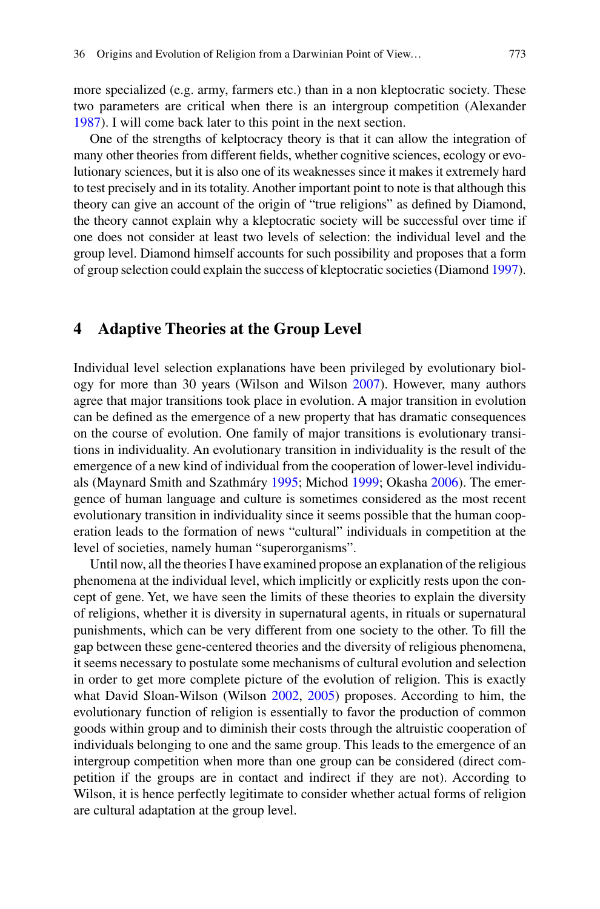more specialized (e.g. army, farmers etc.) than in a non kleptocratic society. These two parameters are critical when there is an intergroup competition (Alexander 1987). I will come back later to this point in the next section.

One of the strengths of kelptocracy theory is that it can allow the integration of many other theories from different fields, whether cognitive sciences, ecology or evolutionary sciences, but it is also one of its weaknesses since it makes it extremely hard to test precisely and in its totality. Another important point to note is that although this theory can give an account of the origin of "true religions" as defined by Diamond, the theory cannot explain why a kleptocratic society will be successful over time if one does not consider at least two levels of selection: the individual level and the group level. Diamond himself accounts for such possibility and proposes that a form of group selection could explain the success of kleptocratic societies (Diamond 1997).

## 4 Adaptive Theories at the Group Level

Individual level selection explanations have been privileged by evolutionary biology for more than 30 years (Wilson and Wilson 2007). However, many authors agree that major transitions took place in evolution. A major transition in evolution can be defined as the emergence of a new property that has dramatic consequences on the course of evolution. One family of major transitions is evolutionary transitions in individuality. An evolutionary transition in individuality is the result of the emergence of a new kind of individual from the cooperation of lower-level individuals (Maynard Smith and Szathmáry 1995; Michod 1999; Okasha 2006). The emergence of human language and culture is sometimes considered as the most recent evolutionary transition in individuality since it seems possible that the human cooperation leads to the formation of news "cultural" individuals in competition at the level of societies, namely human "superorganisms".

Until now, all the theories I have examined propose an explanation of the religious phenomena at the individual level, which implicitly or explicitly rests upon the concept of gene. Yet, we have seen the limits of these theories to explain the diversity of religions, whether it is diversity in supernatural agents, in rituals or supernatural punishments, which can be very different from one society to the other. To fill the gap between these gene-centered theories and the diversity of religious phenomena, it seems necessary to postulate some mechanisms of cultural evolution and selection in order to get more complete picture of the evolution of religion. This is exactly what David Sloan-Wilson (Wilson 2002, 2005) proposes. According to him, the evolutionary function of religion is essentially to favor the production of common goods within group and to diminish their costs through the altruistic cooperation of individuals belonging to one and the same group. This leads to the emergence of an intergroup competition when more than one group can be considered (direct competition if the groups are in contact and indirect if they are not). According to Wilson, it is hence perfectly legitimate to consider whether actual forms of religion are cultural adaptation at the group level.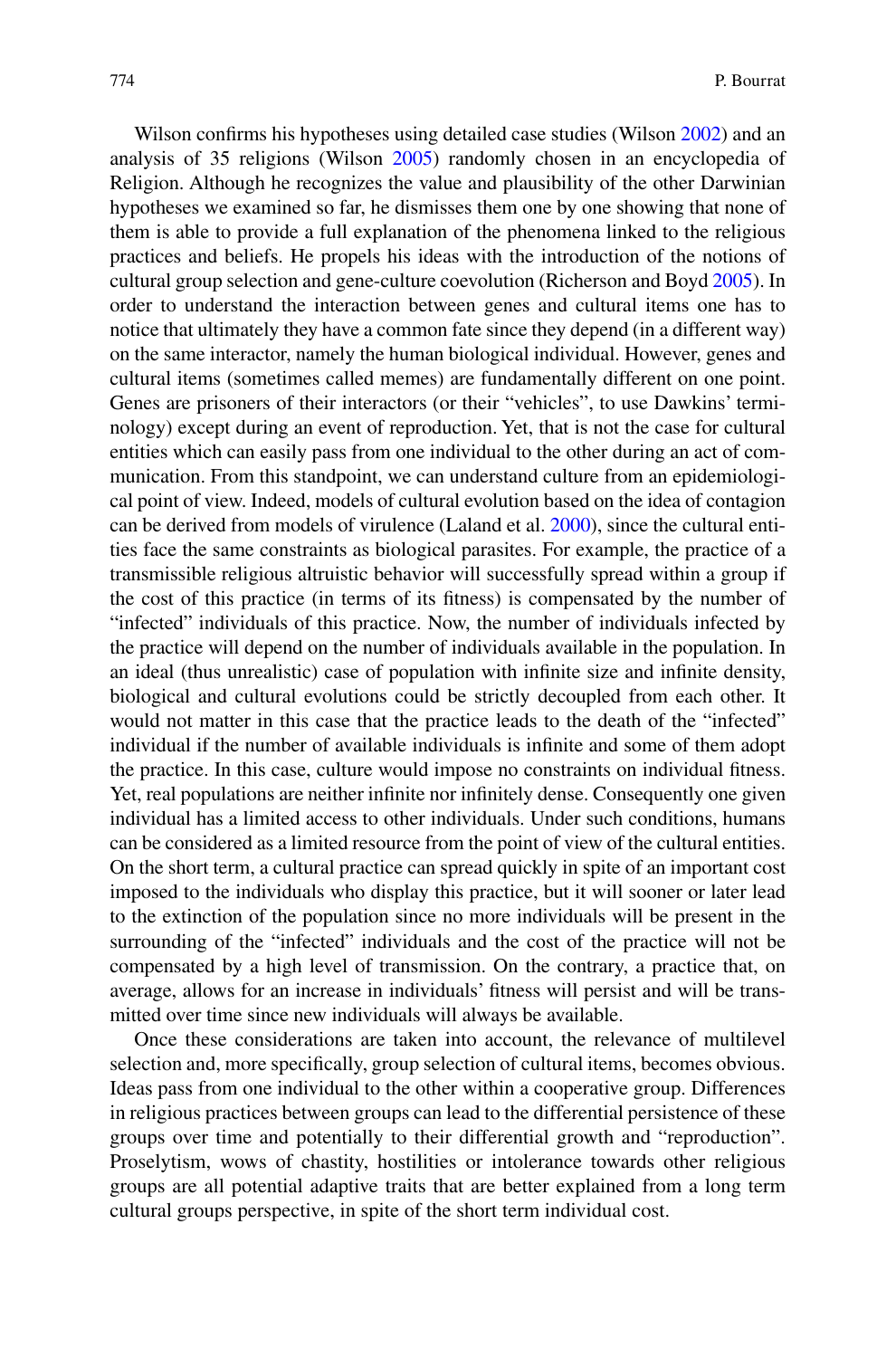Wilson confirms his hypotheses using detailed case studies (Wilson 2002) and an analysis of 35 religions (Wilson 2005) randomly chosen in an encyclopedia of Religion. Although he recognizes the value and plausibility of the other Darwinian hypotheses we examined so far, he dismisses them one by one showing that none of them is able to provide a full explanation of the phenomena linked to the religious practices and beliefs. He propels his ideas with the introduction of the notions of cultural group selection and gene-culture coevolution (Richerson and Boyd 2005). In order to understand the interaction between genes and cultural items one has to notice that ultimately they have a common fate since they depend (in a different way) on the same interactor, namely the human biological individual. However, genes and cultural items (sometimes called memes) are fundamentally different on one point. Genes are prisoners of their interactors (or their "vehicles", to use Dawkins' terminology) except during an event of reproduction. Yet, that is not the case for cultural entities which can easily pass from one individual to the other during an act of communication. From this standpoint, we can understand culture from an epidemiological point of view. Indeed, models of cultural evolution based on the idea of contagion can be derived from models of virulence (Laland et al. 2000), since the cultural entities face the same constraints as biological parasites. For example, the practice of a transmissible religious altruistic behavior will successfully spread within a group if the cost of this practice (in terms of its fitness) is compensated by the number of "infected" individuals of this practice. Now, the number of individuals infected by the practice will depend on the number of individuals available in the population. In an ideal (thus unrealistic) case of population with infinite size and infinite density, biological and cultural evolutions could be strictly decoupled from each other. It would not matter in this case that the practice leads to the death of the "infected" individual if the number of available individuals is infinite and some of them adopt the practice. In this case, culture would impose no constraints on individual fitness. Yet, real populations are neither infinite nor infinitely dense. Consequently one given individual has a limited access to other individuals. Under such conditions, humans can be considered as a limited resource from the point of view of the cultural entities. On the short term, a cultural practice can spread quickly in spite of an important cost imposed to the individuals who display this practice, but it will sooner or later lead to the extinction of the population since no more individuals will be present in the surrounding of the "infected" individuals and the cost of the practice will not be compensated by a high level of transmission. On the contrary, a practice that, on average, allows for an increase in individuals' fitness will persist and will be transmitted over time since new individuals will always be available.

Once these considerations are taken into account, the relevance of multilevel selection and, more specifically, group selection of cultural items, becomes obvious. Ideas pass from one individual to the other within a cooperative group. Differences in religious practices between groups can lead to the differential persistence of these groups over time and potentially to their differential growth and "reproduction". Proselytism, wows of chastity, hostilities or intolerance towards other religious groups are all potential adaptive traits that are better explained from a long term cultural groups perspective, in spite of the short term individual cost.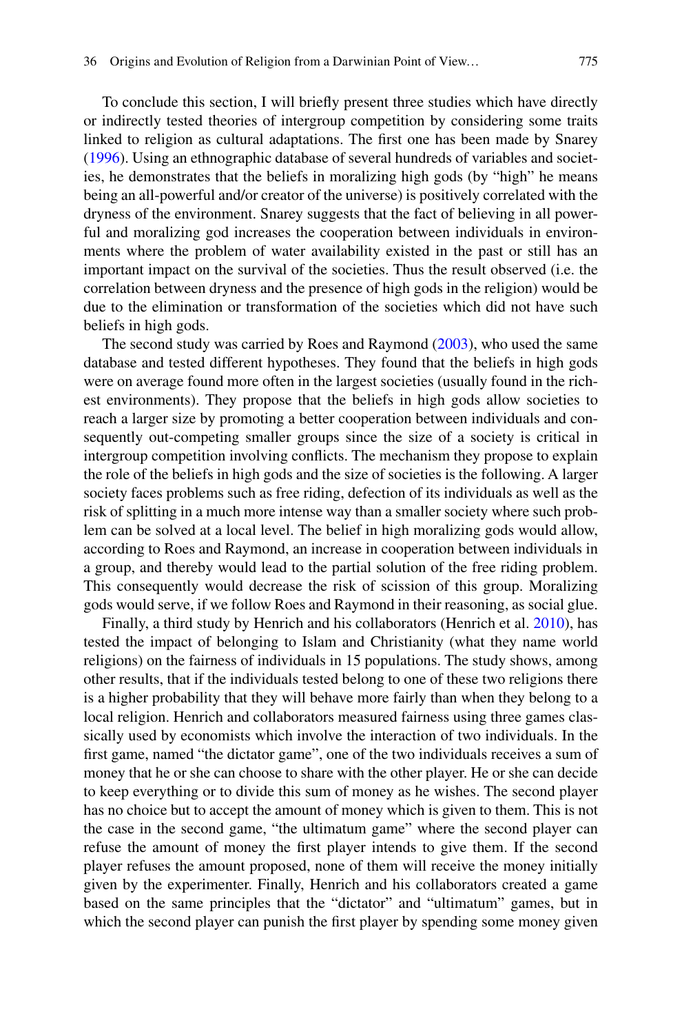To conclude this section, I will briefly present three studies which have directly or indirectly tested theories of intergroup competition by considering some traits linked to religion as cultural adaptations. The first one has been made by Snarey (1996). Using an ethnographic database of several hundreds of variables and societies, he demonstrates that the beliefs in moralizing high gods (by "high" he means being an all-powerful and/or creator of the universe) is positively correlated with the dryness of the environment. Snarey suggests that the fact of believing in all powerful and moralizing god increases the cooperation between individuals in environments where the problem of water availability existed in the past or still has an important impact on the survival of the societies. Thus the result observed (i.e. the correlation between dryness and the presence of high gods in the religion) would be due to the elimination or transformation of the societies which did not have such beliefs in high gods.

The second study was carried by Roes and Raymond (2003), who used the same database and tested different hypotheses. They found that the beliefs in high gods were on average found more often in the largest societies (usually found in the richest environments). They propose that the beliefs in high gods allow societies to reach a larger size by promoting a better cooperation between individuals and consequently out-competing smaller groups since the size of a society is critical in intergroup competition involving conflicts. The mechanism they propose to explain the role of the beliefs in high gods and the size of societies is the following. A larger society faces problems such as free riding, defection of its individuals as well as the risk of splitting in a much more intense way than a smaller society where such problem can be solved at a local level. The belief in high moralizing gods would allow, according to Roes and Raymond, an increase in cooperation between individuals in a group, and thereby would lead to the partial solution of the free riding problem. This consequently would decrease the risk of scission of this group. Moralizing gods would serve, if we follow Roes and Raymond in their reasoning, as social glue.

Finally, a third study by Henrich and his collaborators (Henrich et al. 2010), has tested the impact of belonging to Islam and Christianity (what they name world religions) on the fairness of individuals in 15 populations. The study shows, among other results, that if the individuals tested belong to one of these two religions there is a higher probability that they will behave more fairly than when they belong to a local religion. Henrich and collaborators measured fairness using three games classically used by economists which involve the interaction of two individuals. In the first game, named "the dictator game", one of the two individuals receives a sum of money that he or she can choose to share with the other player. He or she can decide to keep everything or to divide this sum of money as he wishes. The second player has no choice but to accept the amount of money which is given to them. This is not the case in the second game, "the ultimatum game" where the second player can refuse the amount of money the first player intends to give them. If the second player refuses the amount proposed, none of them will receive the money initially given by the experimenter. Finally, Henrich and his collaborators created a game based on the same principles that the "dictator" and "ultimatum" games, but in which the second player can punish the first player by spending some money given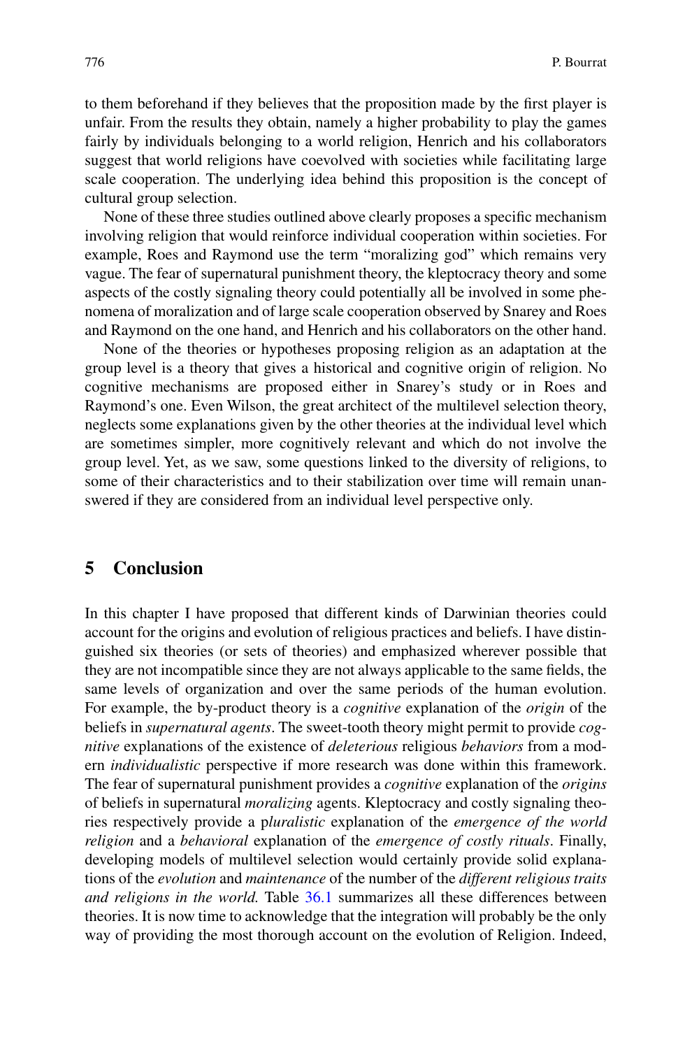to them beforehand if they believes that the proposition made by the first player is unfair. From the results they obtain, namely a higher probability to play the games fairly by individuals belonging to a world religion, Henrich and his collaborators suggest that world religions have coevolved with societies while facilitating large scale cooperation. The underlying idea behind this proposition is the concept of cultural group selection.

None of these three studies outlined above clearly proposes a specific mechanism involving religion that would reinforce individual cooperation within societies. For example, Roes and Raymond use the term "moralizing god" which remains very vague. The fear of supernatural punishment theory, the kleptocracy theory and some aspects of the costly signaling theory could potentially all be involved in some phenomena of moralization and of large scale cooperation observed by Snarey and Roes and Raymond on the one hand, and Henrich and his collaborators on the other hand.

None of the theories or hypotheses proposing religion as an adaptation at the group level is a theory that gives a historical and cognitive origin of religion. No cognitive mechanisms are proposed either in Snarey's study or in Roes and Raymond's one. Even Wilson, the great architect of the multilevel selection theory, neglects some explanations given by the other theories at the individual level which are sometimes simpler, more cognitively relevant and which do not involve the group level. Yet, as we saw, some questions linked to the diversity of religions, to some of their characteristics and to their stabilization over time will remain unanswered if they are considered from an individual level perspective only.

## 5 Conclusion

In this chapter I have proposed that different kinds of Darwinian theories could account for the origins and evolution of religious practices and beliefs. I have distinguished six theories (or sets of theories) and emphasized wherever possible that they are not incompatible since they are not always applicable to the same fields, the same levels of organization and over the same periods of the human evolution. For example, the by-product theory is a *cognitive* explanation of the *origin* of the beliefs in *supernatural agents*. The sweet-tooth theory might permit to provide *cognitive* explanations of the existence of *deleterious* religious *behaviors* from a modern *individualistic* perspective if more research was done within this framework. The fear of supernatural punishment provides a *cognitive* explanation of the *origins* of beliefs in supernatural *moralizing* agents. Kleptocracy and costly signaling theories respectively provide a p*luralistic* explanation of the *emergence of the world religion* and a *behavioral* explanation of the *emergence of costly rituals*. Finally, developing models of multilevel selection would certainly provide solid explanations of the *evolution* and *maintenance* of the number of the *different religious traits and religions in the world.* Table 36.1 summarizes all these differences between theories. It is now time to acknowledge that the integration will probably be the only way of providing the most thorough account on the evolution of Religion. Indeed,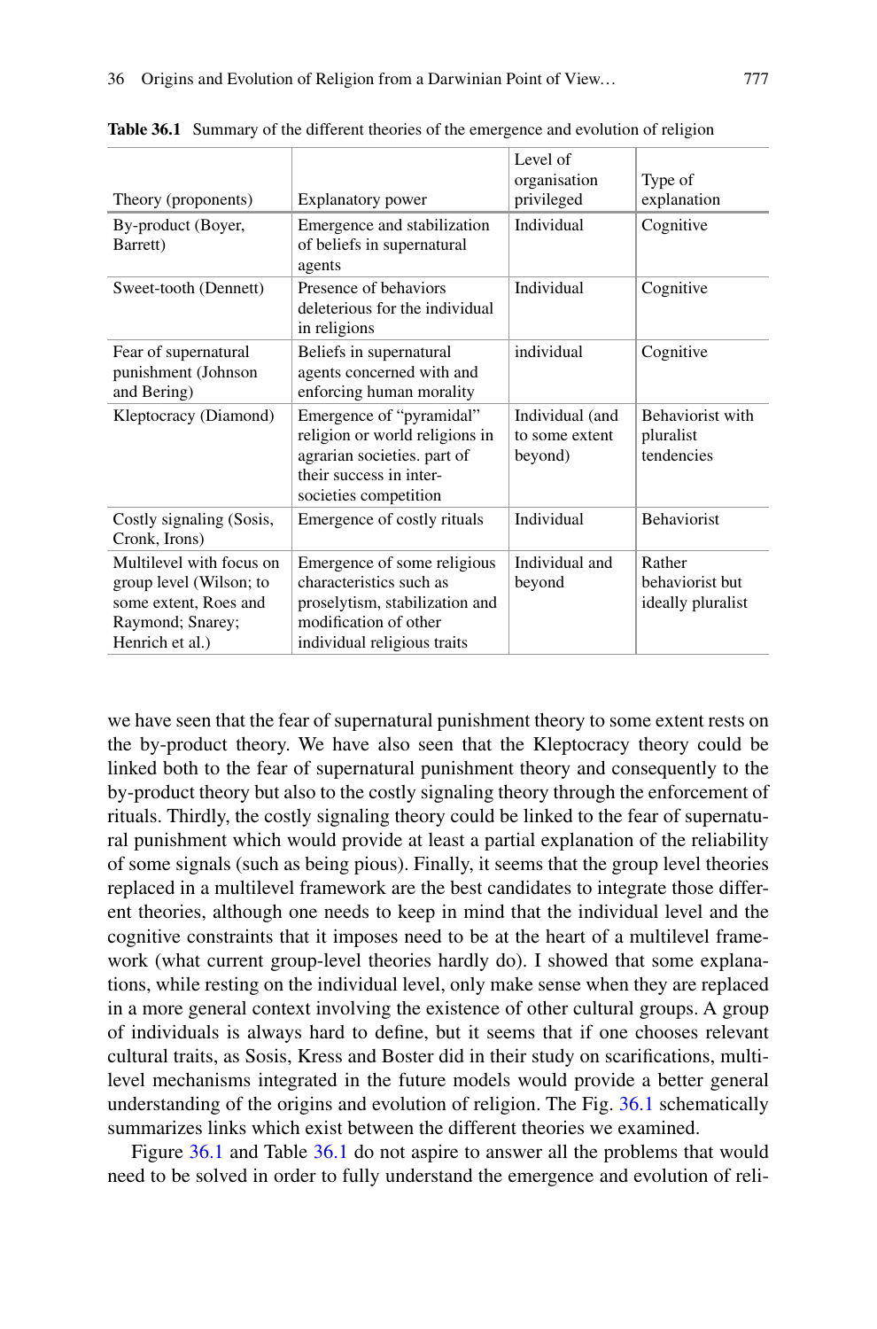**Table 36.1** Summary of the different theories of the emergence and evolution of religion

| Theory (proponents) | Explanatory power | Level of organisation privileged | Type of explanation |
|---|---|---|---|
| By-product (Boyer, Barrett) | Emergence and stabilization of beliefs in supernatural agents | Individual | Cognitive |
| Sweet-tooth (Dennett) | Presence of behaviors deleterious for the individual in religions | Individual | Cognitive |
| Fear of supernatural punishment (Johnson and Bering) | Beliefs in supernatural agents concerned with and enforcing human morality | individual | Cognitive |
| Kleptocracy (Diamond) | Emergence of "pyramidal" religion or world religions in agrarian societies. part of their success in inter-societies competition | Individual (and to some extent beyond) | Behaviorist with pluralist tendencies |
| Costly signaling (Sosis, Cronk, Irons) | Emergence of costly rituals | Individual | Behaviorist |
| Multilevel with focus on group level (Wilson; to some extent, Roes and Raymond; Snarey; Henrich et al.) | Emergence of some religious characteristics such as proselytism, stabilization and modification of other individual religious traits | Individual and beyond | Rather behaviorist but ideally pluralist |

we have seen that the fear of supernatural punishment theory to some extent rests on the by-product theory. We have also seen that the Kleptocracy theory could be linked both to the fear of supernatural punishment theory and consequently to the by-product theory but also to the costly signaling theory through the enforcement of rituals. Thirdly, the costly signaling theory could be linked to the fear of supernatural punishment which would provide at least a partial explanation of the reliability of some signals (such as being pious). Finally, it seems that the group level theories replaced in a multilevel framework are the best candidates to integrate those different theories, although one needs to keep in mind that the individual level and the cognitive constraints that it imposes need to be at the heart of a multilevel framework (what current group-level theories hardly do). I showed that some explanations, while resting on the individual level, only make sense when they are replaced in a more general context involving the existence of other cultural groups. A group of individuals is always hard to define, but it seems that if one chooses relevant cultural traits, as Sosis, Kress and Boster did in their study on scarifications, multilevel mechanisms integrated in the future models would provide a better general understanding of the origins and evolution of religion. The Fig. 36.1 schematically summarizes links which exist between the different theories we examined.

Figure 36.1 and Table 36.1 do not aspire to answer all the problems that would need to be solved in order to fully understand the emergence and evolution of reli-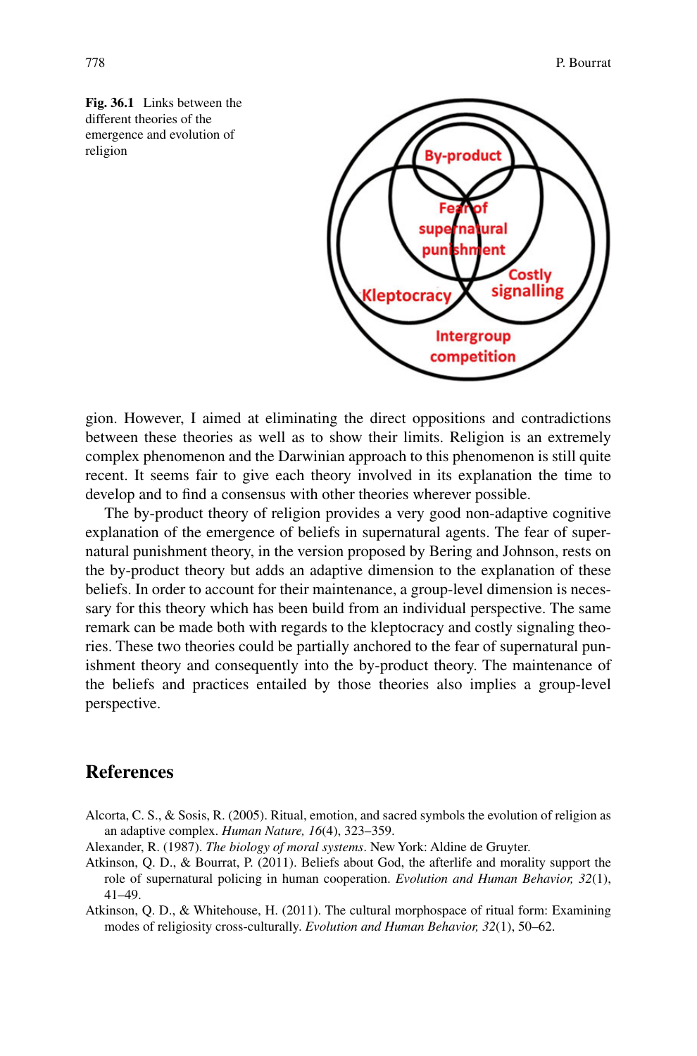**Fig. 36.1** Links between the different theories of the emergence and evolution of religion

By-product

Fear of supernatural punishment

Kleptocracy

Costly signalling

Intergroup competition

gion. However, I aimed at eliminating the direct oppositions and contradictions between these theories as well as to show their limits. Religion is an extremely complex phenomenon and the Darwinian approach to this phenomenon is still quite recent. It seems fair to give each theory involved in its explanation the time to develop and to find a consensus with other theories wherever possible.

The by-product theory of religion provides a very good non-adaptive cognitive explanation of the emergence of beliefs in supernatural agents. The fear of supernatural punishment theory, in the version proposed by Bering and Johnson, rests on the by-product theory but adds an adaptive dimension to the explanation of these beliefs. In order to account for their maintenance, a group-level dimension is necessary for this theory which has been build from an individual perspective. The same remark can be made both with regards to the kleptocracy and costly signaling theories. These two theories could be partially anchored to the fear of supernatural punishment theory and consequently into the by-product theory. The maintenance of the beliefs and practices entailed by those theories also implies a group-level perspective.

## References

Alcorta, C. S., & Sosis, R. (2005). Ritual, emotion, and sacred symbols the evolution of religion as an adaptive complex. *Human Nature, 16*(4), 323–359.

Alexander, R. (1987). *The biology of moral systems*. New York: Aldine de Gruyter.

Atkinson, Q. D., & Bourrat, P. (2011). Beliefs about God, the afterlife and morality support the role of supernatural policing in human cooperation. *Evolution and Human Behavior, 32*(1), 41–49.

Atkinson, Q. D., & Whitehouse, H. (2011). The cultural morphospace of ritual form: Examining modes of religiosity cross-culturally. *Evolution and Human Behavior, 32*(1), 50–62.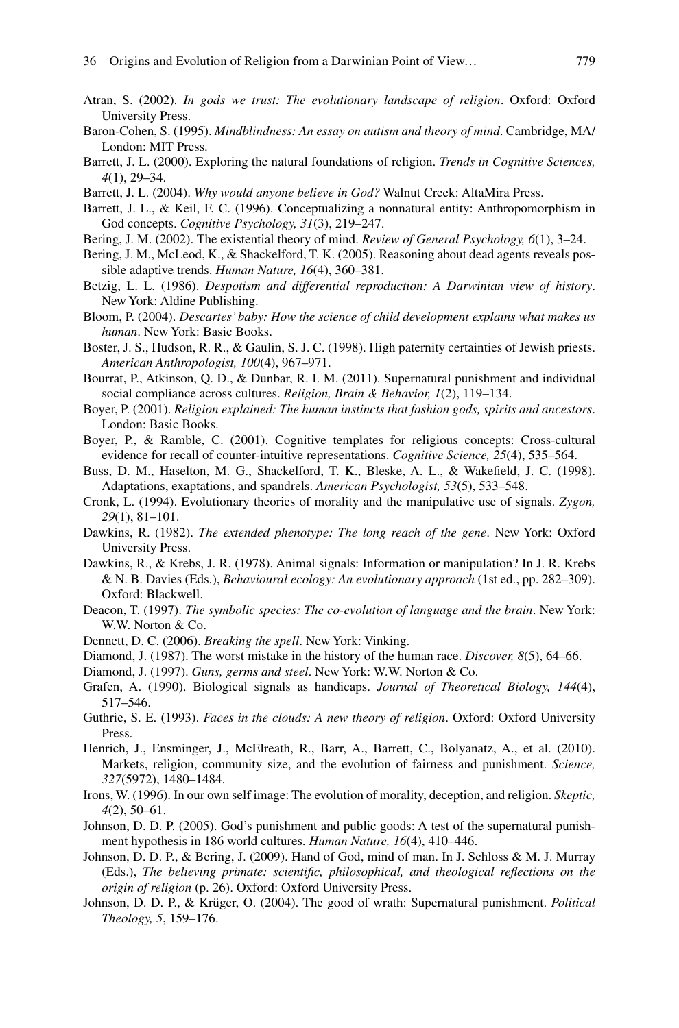Atran, S. (2002). *In gods we trust: The evolutionary landscape of religion*. Oxford: Oxford University Press.

Baron-Cohen, S. (1995). *Mindblindness: An essay on autism and theory of mind*. Cambridge, MA/London: MIT Press.

Barrett, J. L. (2000). Exploring the natural foundations of religion. *Trends in Cognitive Sciences, 4*(1), 29–34.

Barrett, J. L. (2004). *Why would anyone believe in God?* Walnut Creek: AltaMira Press.

Barrett, J. L., & Keil, F. C. (1996). Conceptualizing a nonnatural entity: Anthropomorphism in God concepts. *Cognitive Psychology, 31*(3), 219–247.

Bering, J. M. (2002). The existential theory of mind. *Review of General Psychology, 6*(1), 3–24.

Bering, J. M., McLeod, K., & Shackelford, T. K. (2005). Reasoning about dead agents reveals possible adaptive trends. *Human Nature, 16*(4), 360–381.

Betzig, L. L. (1986). *Despotism and differential reproduction: A Darwinian view of history*. New York: Aldine Publishing.

Bloom, P. (2004). *Descartes' baby: How the science of child development explains what makes us human*. New York: Basic Books.

Boster, J. S., Hudson, R. R., & Gaulin, S. J. C. (1998). High paternity certainties of Jewish priests. *American Anthropologist, 100*(4), 967–971.

Bourrat, P., Atkinson, Q. D., & Dunbar, R. I. M. (2011). Supernatural punishment and individual social compliance across cultures. *Religion, Brain & Behavior, 1*(2), 119–134.

Boyer, P. (2001). *Religion explained: The human instincts that fashion gods, spirits and ancestors*. London: Basic Books.

Boyer, P., & Ramble, C. (2001). Cognitive templates for religious concepts: Cross-cultural evidence for recall of counter-intuitive representations. *Cognitive Science, 25*(4), 535–564.

Buss, D. M., Haselton, M. G., Shackelford, T. K., Bleske, A. L., & Wakefield, J. C. (1998). Adaptations, exaptations, and spandrels. *American Psychologist, 53*(5), 533–548.

Cronk, L. (1994). Evolutionary theories of morality and the manipulative use of signals. *Zygon, 29*(1), 81–101.

Dawkins, R. (1982). *The extended phenotype: The long reach of the gene*. New York: Oxford University Press.

Dawkins, R., & Krebs, J. R. (1978). Animal signals: Information or manipulation? In J. R. Krebs & N. B. Davies (Eds.), *Behavioural ecology: An evolutionary approach* (1st ed., pp. 282–309). Oxford: Blackwell.

Deacon, T. (1997). *The symbolic species: The co-evolution of language and the brain*. New York: W.W. Norton & Co.

Dennett, D. C. (2006). *Breaking the spell*. New York: Vinking.

Diamond, J. (1987). The worst mistake in the history of the human race. *Discover, 8*(5), 64–66.

Diamond, J. (1997). *Guns, germs and steel*. New York: W.W. Norton & Co.

Grafen, A. (1990). Biological signals as handicaps. *Journal of Theoretical Biology, 144*(4), 517–546.

Guthrie, S. E. (1993). *Faces in the clouds: A new theory of religion*. Oxford: Oxford University Press.

Henrich, J., Ensminger, J., McElreath, R., Barr, A., Barrett, C., Bolyanatz, A., et al. (2010). Markets, religion, community size, and the evolution of fairness and punishment. *Science, 327*(5972), 1480–1484.

Irons, W. (1996). In our own self image: The evolution of morality, deception, and religion. *Skeptic, 4*(2), 50–61.

Johnson, D. D. P. (2005). God's punishment and public goods: A test of the supernatural punishment hypothesis in 186 world cultures. *Human Nature, 16*(4), 410–446.

Johnson, D. D. P., & Bering, J. (2009). Hand of God, mind of man. In J. Schloss & M. J. Murray (Eds.), *The believing primate: scientific, philosophical, and theological reflections on the origin of religion* (p. 26). Oxford: Oxford University Press.

Johnson, D. D. P., & Krüger, O. (2004). The good of wrath: Supernatural punishment. *Political Theology, 5*, 159–176.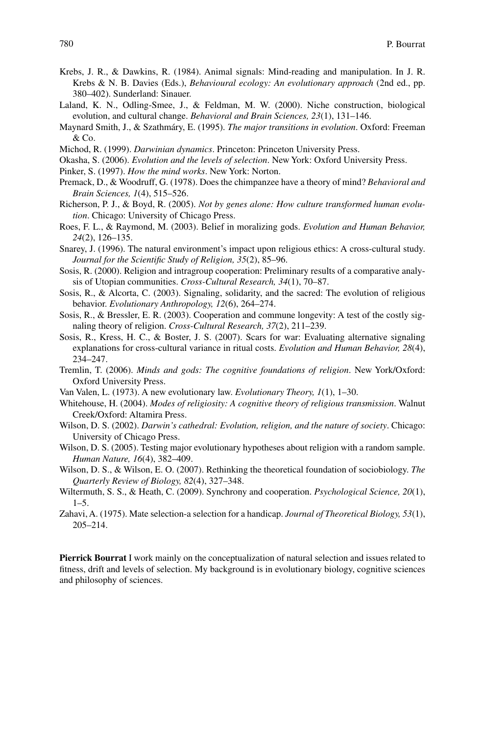Krebs, J. R., & Dawkins, R. (1984). Animal signals: Mind-reading and manipulation. In J. R. Krebs & N. B. Davies (Eds.), *Behavioural ecology: An evolutionary approach* (2nd ed., pp. 380–402). Sunderland: Sinauer.

Laland, K. N., Odling-Smee, J., & Feldman, M. W. (2000). Niche construction, biological evolution, and cultural change. *Behavioral and Brain Sciences, 23*(1), 131–146.

Maynard Smith, J., & Szathmáry, E. (1995). *The major transitions in evolution*. Oxford: Freeman & Co.

Michod, R. (1999). *Darwinian dynamics*. Princeton: Princeton University Press.

Okasha, S. (2006). *Evolution and the levels of selection*. New York: Oxford University Press.

Pinker, S. (1997). *How the mind works*. New York: Norton.

Premack, D., & Woodruff, G. (1978). Does the chimpanzee have a theory of mind? *Behavioral and Brain Sciences, 1*(4), 515–526.

Richerson, P. J., & Boyd, R. (2005). *Not by genes alone: How culture transformed human evolution*. Chicago: University of Chicago Press.

Roes, F. L., & Raymond, M. (2003). Belief in moralizing gods. *Evolution and Human Behavior, 24*(2), 126–135.

Snarey, J. (1996). The natural environment's impact upon religious ethics: A cross-cultural study. *Journal for the Scientific Study of Religion, 35*(2), 85–96.

Sosis, R. (2000). Religion and intragroup cooperation: Preliminary results of a comparative analysis of Utopian communities. *Cross-Cultural Research, 34*(1), 70–87.

Sosis, R., & Alcorta, C. (2003). Signaling, solidarity, and the sacred: The evolution of religious behavior. *Evolutionary Anthropology, 12*(6), 264–274.

Sosis, R., & Bressler, E. R. (2003). Cooperation and commune longevity: A test of the costly signaling theory of religion. *Cross-Cultural Research, 37*(2), 211–239.

Sosis, R., Kress, H. C., & Boster, J. S. (2007). Scars for war: Evaluating alternative signaling explanations for cross-cultural variance in ritual costs. *Evolution and Human Behavior, 28*(4), 234–247.

Tremlin, T. (2006). *Minds and gods: The cognitive foundations of religion*. New York/Oxford: Oxford University Press.

Van Valen, L. (1973). A new evolutionary law. *Evolutionary Theory, 1*(1), 1–30.

Whitehouse, H. (2004). *Modes of religiosity: A cognitive theory of religious transmission*. Walnut Creek/Oxford: Altamira Press.

Wilson, D. S. (2002). *Darwin's cathedral: Evolution, religion, and the nature of society*. Chicago: University of Chicago Press.

Wilson, D. S. (2005). Testing major evolutionary hypotheses about religion with a random sample. *Human Nature, 16*(4), 382–409.

Wilson, D. S., & Wilson, E. O. (2007). Rethinking the theoretical foundation of sociobiology. *The Quarterly Review of Biology, 82*(4), 327–348.

Wiltermuth, S. S., & Heath, C. (2009). Synchrony and cooperation. *Psychological Science, 20*(1), 1–5.

Zahavi, A. (1975). Mate selection-a selection for a handicap. *Journal of Theoretical Biology, 53*(1), 205–214.

**Pierrick Bourrat** I work mainly on the conceptualization of natural selection and issues related to fitness, drift and levels of selection. My background is in evolutionary biology, cognitive sciences and philosophy of sciences.